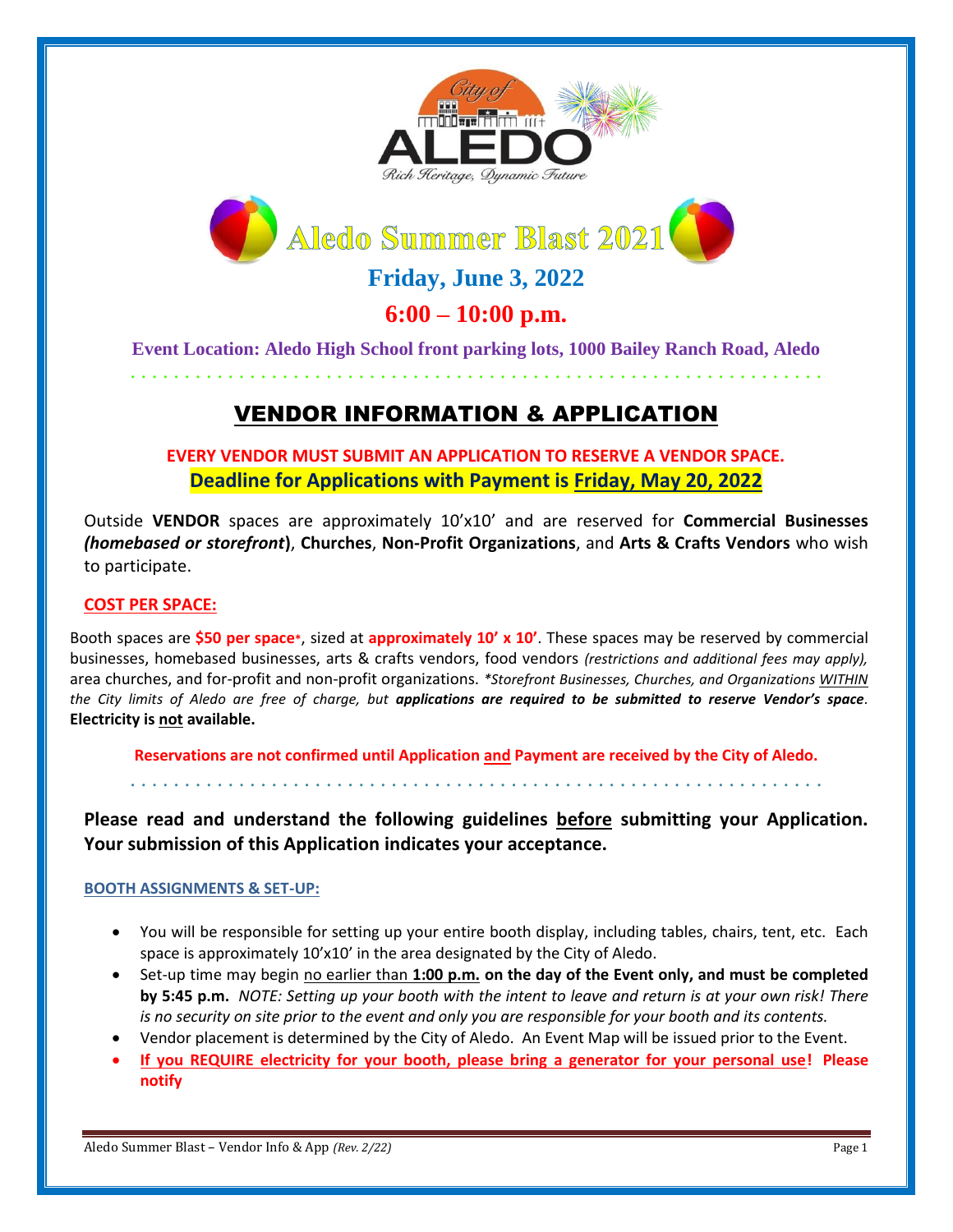City of ALEDO
*Rich Heritage, Dynamic Future*

# Aledo Summer Blast 2021

## Friday, June 3, 2022

## 6:00 – 10:00 p.m.

**Event Location: Aledo High School front parking lots, 1000 Bailey Ranch Road, Aledo**

# VENDOR INFORMATION & APPLICATION

**EVERY VENDOR MUST SUBMIT AN APPLICATION TO RESERVE A VENDOR SPACE.**
**Deadline for Applications with Payment is Friday, May 20, 2022**

Outside **VENDOR** spaces are approximately 10'x10' and are reserved for **Commercial Businesses *(homebased or storefront*)**, **Churches**, **Non-Profit Organizations**, and **Arts & Crafts Vendors** who wish to participate.

### COST PER SPACE:

Booth spaces are **$50 per space***, sized at **approximately 10' x 10'**. These spaces may be reserved by commercial businesses, homebased businesses, arts & crafts vendors, food vendors *(restrictions and additional fees may apply),* area churches, and for-profit and non-profit organizations. *\*Storefront Businesses, Churches, and Organizations WITHIN the City limits of Aledo are free of charge, but **applications are required to be submitted to reserve Vendor's space**.* **Electricity is not available.**

**Reservations are not confirmed until Application and Payment are received by the City of Aledo.**

**Please read and understand the following guidelines before submitting your Application. Your submission of this Application indicates your acceptance.**

### BOOTH ASSIGNMENTS & SET-UP:

- You will be responsible for setting up your entire booth display, including tables, chairs, tent, etc. Each space is approximately 10'x10' in the area designated by the City of Aledo.
- Set-up time may begin no earlier than **1:00 p.m. on the day of the Event only, and must be completed by 5:45 p.m.** *NOTE: Setting up your booth with the intent to leave and return is at your own risk! There is no security on site prior to the event and only you are responsible for your booth and its contents.*
- Vendor placement is determined by the City of Aledo. An Event Map will be issued prior to the Event.
- **If you REQUIRE electricity for your booth, please bring a generator for your personal use! Please notify**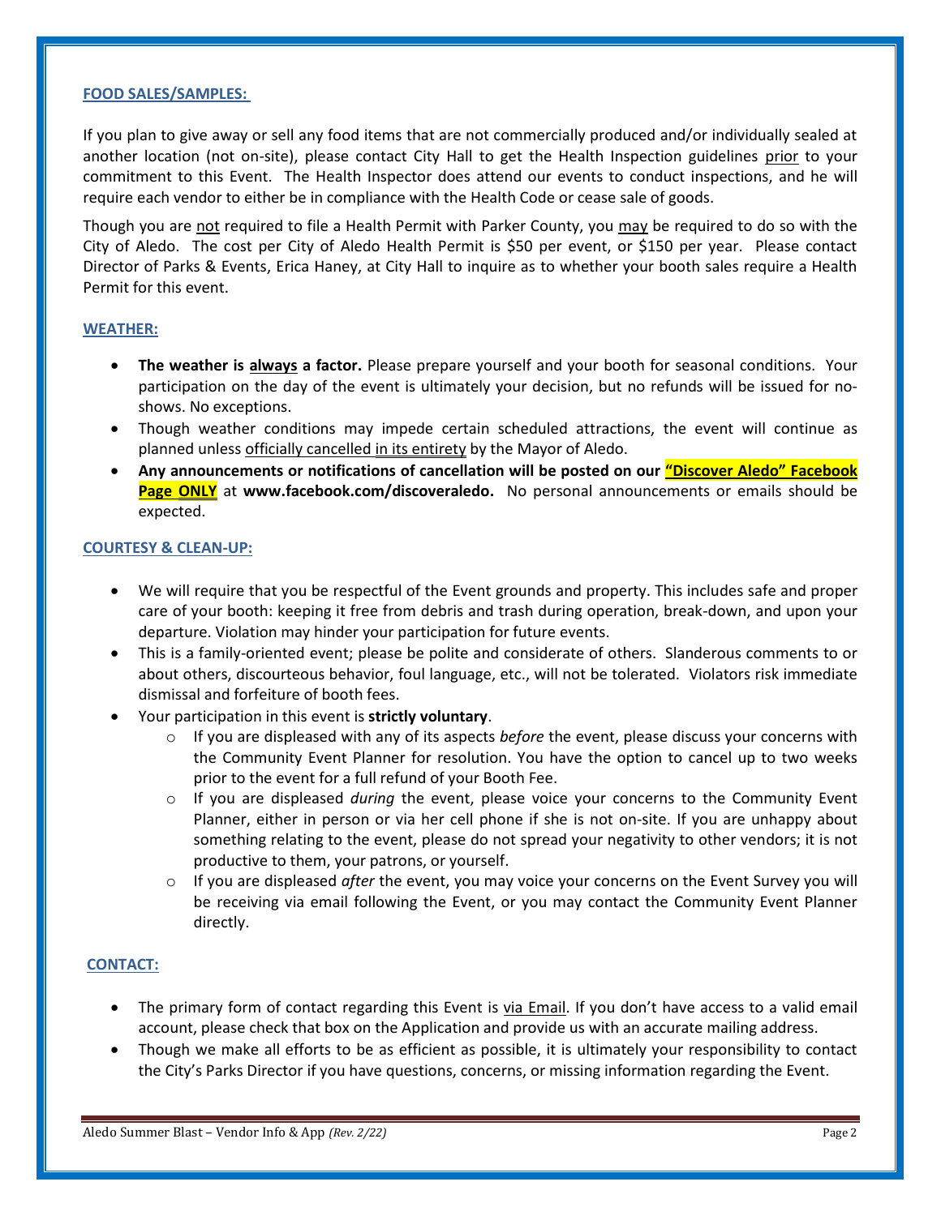**FOOD SALES/SAMPLES:**

If you plan to give away or sell any food items that are not commercially produced and/or individually sealed at another location (not on-site), please contact City Hall to get the Health Inspection guidelines prior to your commitment to this Event. The Health Inspector does attend our events to conduct inspections, and he will require each vendor to either be in compliance with the Health Code or cease sale of goods.

Though you are not required to file a Health Permit with Parker County, you may be required to do so with the City of Aledo. The cost per City of Aledo Health Permit is $50 per event, or $150 per year. Please contact Director of Parks & Events, Erica Haney, at City Hall to inquire as to whether your booth sales require a Health Permit for this event.

**WEATHER:**

- **The weather is always a factor.** Please prepare yourself and your booth for seasonal conditions. Your participation on the day of the event is ultimately your decision, but no refunds will be issued for no-shows. No exceptions.
- Though weather conditions may impede certain scheduled attractions, the event will continue as planned unless officially cancelled in its entirety by the Mayor of Aledo.
- **Any announcements or notifications of cancellation will be posted on our "Discover Aledo" Facebook Page ONLY at www.facebook.com/discoveraledo.** No personal announcements or emails should be expected.

**COURTESY & CLEAN-UP:**

- We will require that you be respectful of the Event grounds and property. This includes safe and proper care of your booth: keeping it free from debris and trash during operation, break-down, and upon your departure. Violation may hinder your participation for future events.
- This is a family-oriented event; please be polite and considerate of others. Slanderous comments to or about others, discourteous behavior, foul language, etc., will not be tolerated. Violators risk immediate dismissal and forfeiture of booth fees.
- Your participation in this event is **strictly voluntary**.
  - If you are displeased with any of its aspects *before* the event, please discuss your concerns with the Community Event Planner for resolution. You have the option to cancel up to two weeks prior to the event for a full refund of your Booth Fee.
  - If you are displeased *during* the event, please voice your concerns to the Community Event Planner, either in person or via her cell phone if she is not on-site. If you are unhappy about something relating to the event, please do not spread your negativity to other vendors; it is not productive to them, your patrons, or yourself.
  - If you are displeased *after* the event, you may voice your concerns on the Event Survey you will be receiving via email following the Event, or you may contact the Community Event Planner directly.

**CONTACT:**

- The primary form of contact regarding this Event is via Email. If you don't have access to a valid email account, please check that box on the Application and provide us with an accurate mailing address.
- Though we make all efforts to be as efficient as possible, it is ultimately your responsibility to contact the City's Parks Director if you have questions, concerns, or missing information regarding the Event.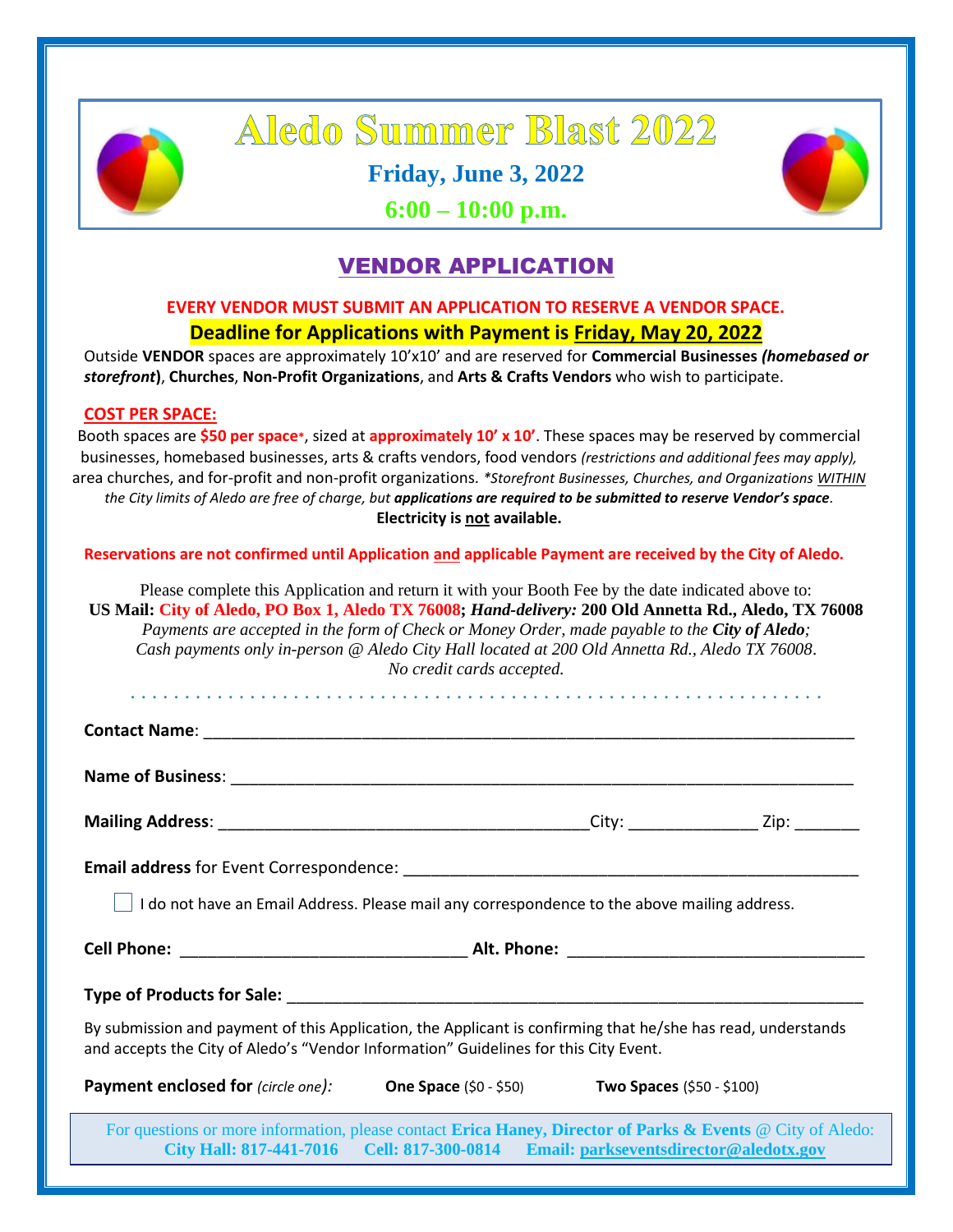# Aledo Summer Blast 2022

**Friday, June 3, 2022**

**6:00 – 10:00 p.m.**

## VENDOR APPLICATION

**EVERY VENDOR MUST SUBMIT AN APPLICATION TO RESERVE A VENDOR SPACE.**

**Deadline for Applications with Payment is Friday, May 20, 2022**

Outside **VENDOR** spaces are approximately 10'x10' and are reserved for **Commercial Businesses *(homebased or storefront*)**, **Churches**, **Non-Profit Organizations**, and **Arts & Crafts Vendors** who wish to participate.

**COST PER SPACE:**

Booth spaces are **$50 per space***, sized at **approximately 10' x 10'**. These spaces may be reserved by commercial businesses, homebased businesses, arts & crafts vendors, food vendors *(restrictions and additional fees may apply),* area churches, and for-profit and non-profit organizations. *\*Storefront Businesses, Churches, and Organizations WITHIN the City limits of Aledo are free of charge, but **applications are required to be submitted to reserve Vendor's space**.*
**Electricity is not available.**

**Reservations are not confirmed until Application and applicable Payment are received by the City of Aledo.**

Please complete this Application and return it with your Booth Fee by the date indicated above to:
**US Mail: City of Aledo, PO Box 1, Aledo TX 76008; *Hand-delivery:* 200 Old Annetta Rd., Aledo, TX 76008**
*Payments are accepted in the form of Check or Money Order, made payable to the **City of Aledo**;*
*Cash payments only in-person @ Aledo City Hall located at 200 Old Annetta Rd., Aledo TX 76008.*
*No credit cards accepted.*

**Contact Name**: ______________________________________________

**Name of Business**: ______________________________________________

**Mailing Address**: ______________________________ City: ______________ Zip: _______

**Email address** for Event Correspondence: ______________________________________

☐ I do not have an Email Address. Please mail any correspondence to the above mailing address.

**Cell Phone:** ______________________________ **Alt. Phone:** ______________________________

**Type of Products for Sale:** ______________________________________________

By submission and payment of this Application, the Applicant is confirming that he/she has read, understands and accepts the City of Aledo's "Vendor Information" Guidelines for this City Event.

**Payment enclosed for** *(circle one)*: **One Space** ($0 - $50) **Two Spaces** ($50 - $100)

For questions or more information, please contact **Erica Haney, Director of Parks & Events** @ City of Aledo:
**City Hall: 817-441-7016 Cell: 817-300-0814 Email: parkseventsdirector@aledotx.gov**